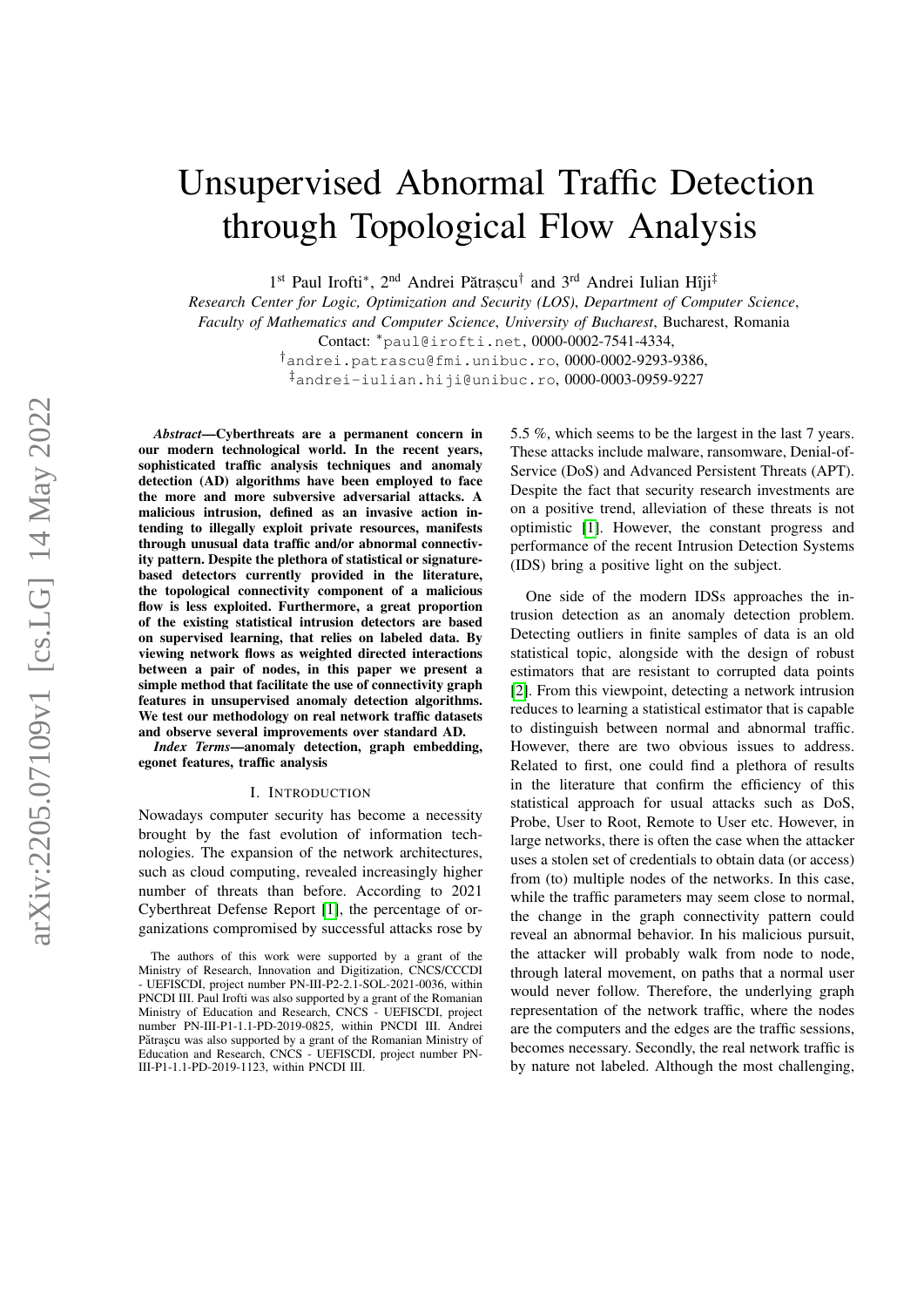# Unsupervised Abnormal Traffic Detection through Topological Flow Analysis

1st Paul Irofti*, 2nd Andrei Pătrașcu† and 3rd Andrei Iulian Hîji‡

*Research Center for Logic, Optimization and Security (LOS)*, *Department of Computer Science*,
*Faculty of Mathematics and Computer Science*, *University of Bucharest*, Bucharest, Romania

Contact: *paul@irofti.net, 0000-0002-7541-4334,
†andrei.patrascu@fmi.unibuc.ro, 0000-0002-9293-9386,
‡andrei-iulian.hiji@unibuc.ro, 0000-0003-0959-9227

***Abstract*—Cyberthreats are a permanent concern in our modern technological world. In the recent years, sophisticated traffic analysis techniques and anomaly detection (AD) algorithms have been employed to face the more and more subversive adversarial attacks. A malicious intrusion, defined as an invasive action intending to illegally exploit private resources, manifests through unusual data traffic and/or abnormal connectivity pattern. Despite the plethora of statistical or signature-based detectors currently provided in the literature, the topological connectivity component of a malicious flow is less exploited. Furthermore, a great proportion of the existing statistical intrusion detectors are based on supervised learning, that relies on labeled data. By viewing network flows as weighted directed interactions between a pair of nodes, in this paper we present a simple method that facilitate the use of connectivity graph features in unsupervised anomaly detection algorithms. We test our methodology on real network traffic datasets and observe several improvements over standard AD.**

***Index Terms*—anomaly detection, graph embedding, egonet features, traffic analysis**

## I. Introduction

Nowadays computer security has become a necessity brought by the fast evolution of information technologies. The expansion of the network architectures, such as cloud computing, revealed increasingly higher number of threats than before. According to 2021 Cyberthreat Defense Report [1], the percentage of organizations compromised by successful attacks rose by 5.5 %, which seems to be the largest in the last 7 years. These attacks include malware, ransomware, Denial-of-Service (DoS) and Advanced Persistent Threats (APT). Despite the fact that security research investments are on a positive trend, alleviation of these threats is not optimistic [1]. However, the constant progress and performance of the recent Intrusion Detection Systems (IDS) bring a positive light on the subject.

One side of the modern IDSs approaches the intrusion detection as an anomaly detection problem. Detecting outliers in finite samples of data is an old statistical topic, alongside with the design of robust estimators that are resistant to corrupted data points [2]. From this viewpoint, detecting a network intrusion reduces to learning a statistical estimator that is capable to distinguish between normal and abnormal traffic. However, there are two obvious issues to address. Related to first, one could find a plethora of results in the literature that confirm the efficiency of this statistical approach for usual attacks such as DoS, Probe, User to Root, Remote to User etc. However, in large networks, there is often the case when the attacker uses a stolen set of credentials to obtain data (or access) from (to) multiple nodes of the networks. In this case, while the traffic parameters may seem close to normal, the change in the graph connectivity pattern could reveal an abnormal behavior. In his malicious pursuit, the attacker will probably walk from node to node, through lateral movement, on paths that a normal user would never follow. Therefore, the underlying graph representation of the network traffic, where the nodes are the computers and the edges are the traffic sessions, becomes necessary. Secondly, the real network traffic is by nature not labeled. Although the most challenging,

The authors of this work were supported by a grant of the Ministry of Research, Innovation and Digitization, CNCS/CCCDI - UEFISCDI, project number PN-III-P2-2.1-SOL-2021-0036, within PNCDI III. Paul Irofti was also supported by a grant of the Romanian Ministry of Education and Research, CNCS - UEFISCDI, project number PN-III-P1-1.1-PD-2019-0825, within PNCDI III. Andrei Pătrașcu was also supported by a grant of the Romanian Ministry of Education and Research, CNCS - UEFISCDI, project number PN-III-P1-1.1-PD-2019-1123, within PNCDI III.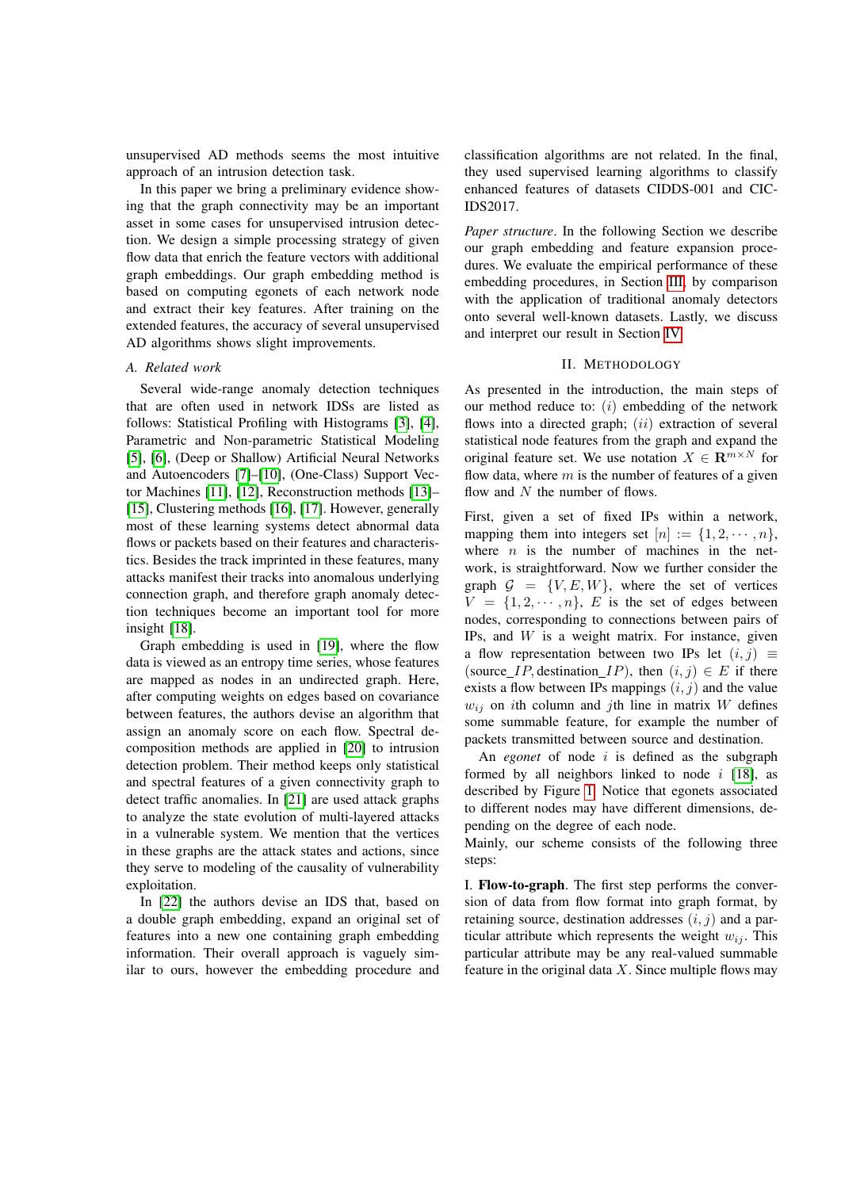unsupervised AD methods seems the most intuitive approach of an intrusion detection task.

In this paper we bring a preliminary evidence showing that the graph connectivity may be an important asset in some cases for unsupervised intrusion detection. We design a simple processing strategy of given flow data that enrich the feature vectors with additional graph embeddings. Our graph embedding method is based on computing egonets of each network node and extract their key features. After training on the extended features, the accuracy of several unsupervised AD algorithms shows slight improvements.

### A. Related work

Several wide-range anomaly detection techniques that are often used in network IDSs are listed as follows: Statistical Profiling with Histograms [3], [4], Parametric and Non-parametric Statistical Modeling [5], [6], (Deep or Shallow) Artificial Neural Networks and Autoencoders [7]–[10], (One-Class) Support Vector Machines [11], [12], Reconstruction methods [13]–[15], Clustering methods [16], [17]. However, generally most of these learning systems detect abnormal data flows or packets based on their features and characteristics. Besides the track imprinted in these features, many attacks manifest their tracks into anomalous underlying connection graph, and therefore graph anomaly detection techniques become an important tool for more insight [18].

Graph embedding is used in [19], where the flow data is viewed as an entropy time series, whose features are mapped as nodes in an undirected graph. Here, after computing weights on edges based on covariance between features, the authors devise an algorithm that assign an anomaly score on each flow. Spectral decomposition methods are applied in [20] to intrusion detection problem. Their method keeps only statistical and spectral features of a given connectivity graph to detect traffic anomalies. In [21] are used attack graphs to analyze the state evolution of multi-layered attacks in a vulnerable system. We mention that the vertices in these graphs are the attack states and actions, since they serve to modeling of the causality of vulnerability exploitation.

In [22] the authors devise an IDS that, based on a double graph embedding, expand an original set of features into a new one containing graph embedding information. Their overall approach is vaguely similar to ours, however the embedding procedure and classification algorithms are not related. In the final, they used supervised learning algorithms to classify enhanced features of datasets CIDDS-001 and CIC-IDS2017.

*Paper structure*. In the following Section we describe our graph embedding and feature expansion procedures. We evaluate the empirical performance of these embedding procedures, in Section III, by comparison with the application of traditional anomaly detectors onto several well-known datasets. Lastly, we discuss and interpret our result in Section IV.

## II. Methodology

As presented in the introduction, the main steps of our method reduce to: $(i)$ embedding of the network flows into a directed graph; $(ii)$ extraction of several statistical node features from the graph and expand the original feature set. We use notation $X \in \mathbf{R}^{m \times N}$ for flow data, where $m$ is the number of features of a given flow and $N$ the number of flows.

First, given a set of fixed IPs within a network, mapping them into integers set $[n] := \{1, 2, \cdots, n\}$, where $n$ is the number of machines in the network, is straightforward. Now we further consider the graph $\mathcal{G} = \{V, E, W\}$, where the set of vertices $V = \{1, 2, \cdots, n\}$, $E$ is the set of edges between nodes, corresponding to connections between pairs of IPs, and $W$ is a weight matrix. For instance, given a flow representation between two IPs let $(i, j) \equiv (\text{source\_}IP, \text{destination\_}IP)$, then $(i, j) \in E$ if there exists a flow between IPs mappings $(i, j)$ and the value $w_{ij}$ on $i$th column and $j$th line in matrix $W$ defines some summable feature, for example the number of packets transmitted between source and destination.

An *egonet* of node $i$ is defined as the subgraph formed by all neighbors linked to node $i$ [18], as described by Figure 1. Notice that egonets associated to different nodes may have different dimensions, depending on the degree of each node.

Mainly, our scheme consists of the following three steps:

I. **Flow-to-graph**. The first step performs the conversion of data from flow format into graph format, by retaining source, destination addresses $(i, j)$ and a particular attribute which represents the weight $w_{ij}$. This particular attribute may be any real-valued summable feature in the original data $X$. Since multiple flows may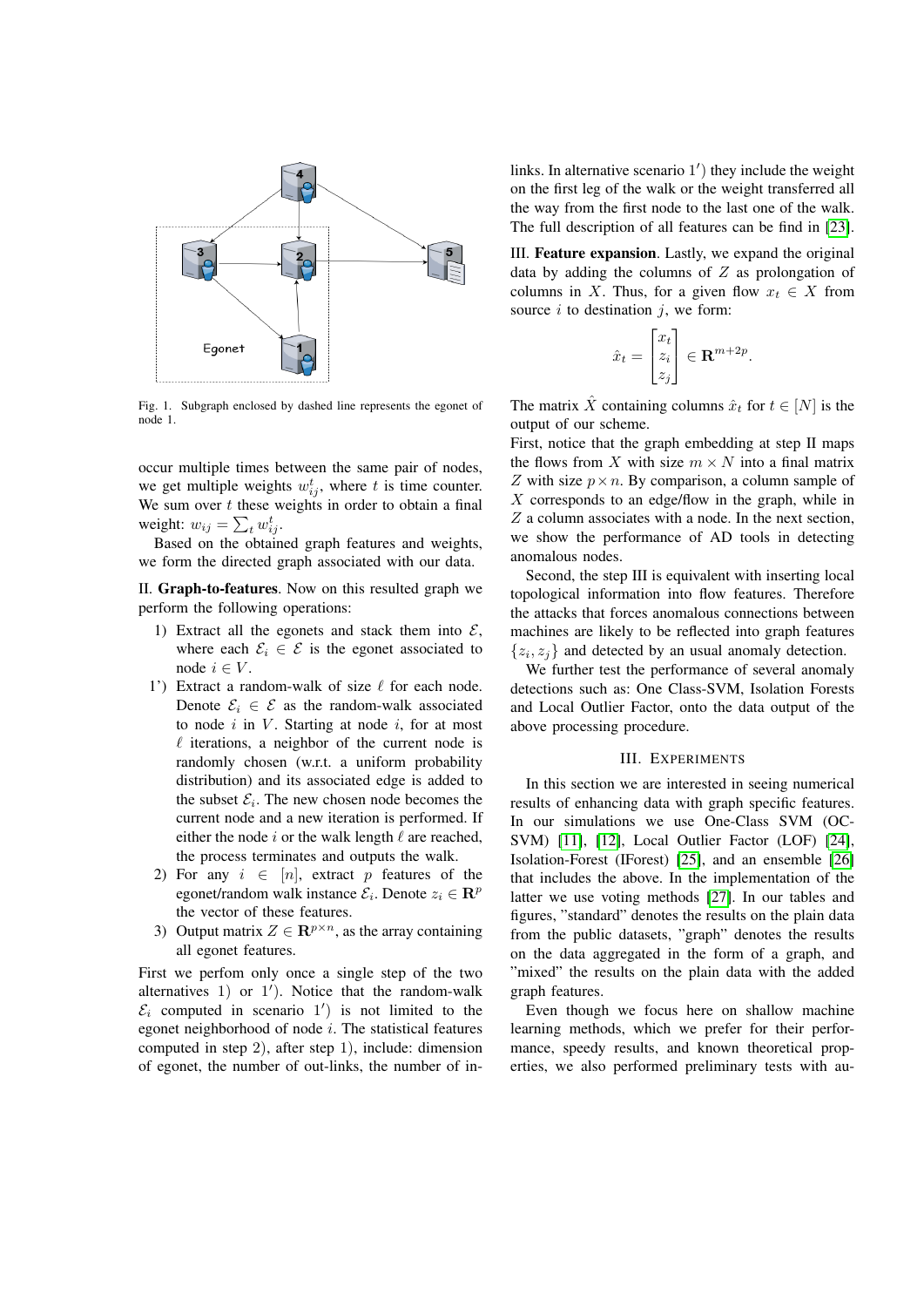Fig. 1. Subgraph enclosed by dashed line represents the egonet of node 1.

occur multiple times between the same pair of nodes, we get multiple weights $w_{ij}^t$, where $t$ is time counter. We sum over $t$ these weights in order to obtain a final weight: $w_{ij} = \sum_t w_{ij}^t$.

Based on the obtained graph features and weights, we form the directed graph associated with our data.

II. **Graph-to-features**. Now on this resulted graph we perform the following operations:

1) Extract all the egonets and stack them into $\mathcal{E}$, where each $\mathcal{E}_i \in \mathcal{E}$ is the egonet associated to node $i \in V$.

1') Extract a random-walk of size $\ell$ for each node. Denote $\mathcal{E}_i \in \mathcal{E}$ as the random-walk associated to node $i$ in $V$. Starting at node $i$, for at most $\ell$ iterations, a neighbor of the current node is randomly chosen (w.r.t. a uniform probability distribution) and its associated edge is added to the subset $\mathcal{E}_i$. The new chosen node becomes the current node and a new iteration is performed. If either the node $i$ or the walk length $\ell$ are reached, the process terminates and outputs the walk.

2) For any $i \in [n]$, extract $p$ features of the egonet/random walk instance $\mathcal{E}_i$. Denote $z_i \in \mathbf{R}^p$ the vector of these features.

3) Output matrix $Z \in \mathbf{R}^{p \times n}$, as the array containing all egonet features.

First we perfom only once a single step of the two alternatives $1)$ or $1')$. Notice that the random-walk $\mathcal{E}_i$ computed in scenario $1')$ is not limited to the egonet neighborhood of node $i$. The statistical features computed in step $2)$, after step $1)$, include: dimension of egonet, the number of out-links, the number of in-links. In alternative scenario $1')$ they include the weight on the first leg of the walk or the weight transferred all the way from the first node to the last one of the walk. The full description of all features can be find in [23].

III. **Feature expansion**. Lastly, we expand the original data by adding the columns of $Z$ as prolongation of columns in $X$. Thus, for a given flow $x_t \in X$ from source $i$ to destination $j$, we form:

$$\hat{x}_t = \begin{bmatrix} x_t \\ z_i \\ z_j \end{bmatrix} \in \mathbf{R}^{m+2p}.$$

The matrix $\hat{X}$ containing columns $\hat{x}_t$ for $t \in [N]$ is the output of our scheme.

First, notice that the graph embedding at step II maps the flows from $X$ with size $m \times N$ into a final matrix $Z$ with size $p \times n$. By comparison, a column sample of $X$ corresponds to an edge/flow in the graph, while in $Z$ a column associates with a node. In the next section, we show the performance of AD tools in detecting anomalous nodes.

Second, the step III is equivalent with inserting local topological information into flow features. Therefore the attacks that forces anomalous connections between machines are likely to be reflected into graph features $\{z_i, z_j\}$ and detected by an usual anomaly detection.

We further test the performance of several anomaly detections such as: One Class-SVM, Isolation Forests and Local Outlier Factor, onto the data output of the above processing procedure.

## III. Experiments

In this section we are interested in seeing numerical results of enhancing data with graph specific features. In our simulations we use One-Class SVM (OC-SVM) [11], [12], Local Outlier Factor (LOF) [24], Isolation-Forest (IForest) [25], and an ensemble [26] that includes the above. In the implementation of the latter we use voting methods [27]. In our tables and figures, "standard" denotes the results on the plain data from the public datasets, "graph" denotes the results on the data aggregated in the form of a graph, and "mixed" the results on the plain data with the added graph features.

Even though we focus here on shallow machine learning methods, which we prefer for their performance, speedy results, and known theoretical properties, we also performed preliminary tests with au-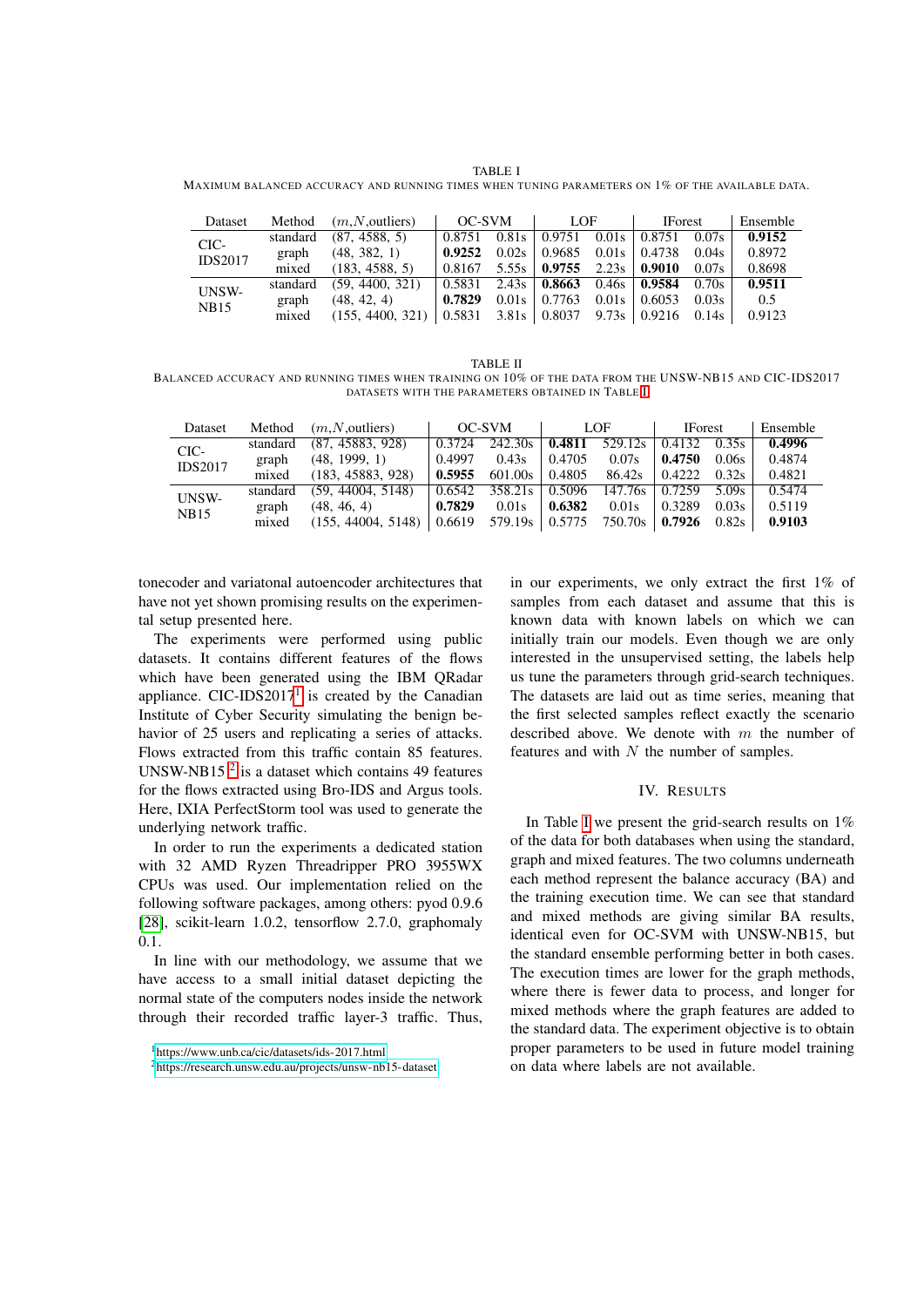TABLE I

MAXIMUM BALANCED ACCURACY AND RUNNING TIMES WHEN TUNING PARAMETERS ON 1% OF THE AVAILABLE DATA.

| Dataset | Method | ($m$,$N$,outliers) | OC-SVM | | LOF | | IForest | | Ensemble |
|---|---|---|---|---|---|---|---|---|---|
| CIC-IDS2017 | standard | (87, 4588, 5) | 0.8751 | 0.81s | 0.9751 | 0.01s | 0.8751 | 0.07s | **0.9152** |
| | graph | (48, 382, 1) | **0.9252** | 0.02s | 0.9685 | 0.01s | 0.4738 | 0.04s | 0.8972 |
| | mixed | (183, 4588, 5) | 0.8167 | 5.55s | **0.9755** | 2.23s | **0.9010** | 0.07s | 0.8698 |
| UNSW-NB15 | standard | (59, 4400, 321) | 0.5831 | 2.43s | **0.8663** | 0.46s | **0.9584** | 0.70s | **0.9511** |
| | graph | (48, 42, 4) | **0.7829** | 0.01s | 0.7763 | 0.01s | 0.6053 | 0.03s | 0.5 |
| | mixed | (155, 4400, 321) | 0.5831 | 3.81s | 0.8037 | 9.73s | 0.9216 | 0.14s | 0.9123 |

TABLE II

BALANCED ACCURACY AND RUNNING TIMES WHEN TRAINING ON 10% OF THE DATA FROM THE UNSW-NB15 AND CIC-IDS2017 DATASETS WITH THE PARAMETERS OBTAINED IN TABLE I

| Dataset | Method | ($m$,$N$,outliers) | OC-SVM | | LOF | | IForest | | Ensemble |
|---|---|---|---|---|---|---|---|---|---|
| CIC-IDS2017 | standard | (87, 45883, 928) | 0.3724 | 242.30s | **0.4811** | 529.12s | 0.4132 | 0.35s | **0.4996** |
| | graph | (48, 1999, 1) | 0.4997 | 0.43s | 0.4705 | 0.07s | **0.4750** | 0.06s | 0.4874 |
| | mixed | (183, 45883, 928) | **0.5955** | 601.00s | 0.4805 | 86.42s | 0.4222 | 0.32s | 0.4821 |
| UNSW-NB15 | standard | (59, 44004, 5148) | 0.6542 | 358.21s | 0.5096 | 147.76s | 0.7259 | 5.09s | 0.5474 |
| | graph | (48, 46, 4) | **0.7829** | 0.01s | **0.6382** | 0.01s | 0.3289 | 0.03s | 0.5119 |
| | mixed | (155, 44004, 5148) | 0.6619 | 579.19s | 0.5775 | 750.70s | **0.7926** | 0.82s | **0.9103** |

toencoder and variatonal autoencoder architectures that have not yet shown promising results on the experimental setup presented here.

The experiments were performed using public datasets. It contains different features of the flows which have been generated using the IBM QRadar appliance. CIC-IDS2017[1] is created by the Canadian Institute of Cyber Security simulating the benign behavior of 25 users and replicating a series of attacks. Flows extracted from this traffic contain 85 features. UNSW-NB15 [2] is a dataset which contains 49 features for the flows extracted using Bro-IDS and Argus tools. Here, IXIA PerfectStorm tool was used to generate the underlying network traffic.

In order to run the experiments a dedicated station with 32 AMD Ryzen Threadripper PRO 3955WX CPUs was used. Our implementation relied on the following software packages, among others: pyod 0.9.6 [28], scikit-learn 1.0.2, tensorflow 2.7.0, graphomaly 0.1.

In line with our methodology, we assume that we have access to a small initial dataset depicting the normal state of the computers nodes inside the network through their recorded traffic layer-3 traffic. Thus, in our experiments, we only extract the first 1% of samples from each dataset and assume that this is known data with known labels on which we can initially train our models. Even though we are only interested in the unsupervised setting, the labels help us tune the parameters through grid-search techniques. The datasets are laid out as time series, meaning that the first selected samples reflect exactly the scenario described above. We denote with $m$ the number of features and with $N$ the number of samples.

## IV. RESULTS

In Table I we present the grid-search results on 1% of the data for both databases when using the standard, graph and mixed features. The two columns underneath each method represent the balance accuracy (BA) and the training execution time. We can see that standard and mixed methods are giving similar BA results, identical even for OC-SVM with UNSW-NB15, but the standard ensemble performing better in both cases. The execution times are lower for the graph methods, where there is fewer data to process, and longer for mixed methods where the graph features are added to the standard data. The experiment objective is to obtain proper parameters to be used in future model training on data where labels are not available.

[1] https://www.unb.ca/cic/datasets/ids-2017.html

[2] https://research.unsw.edu.au/projects/unsw-nb15-dataset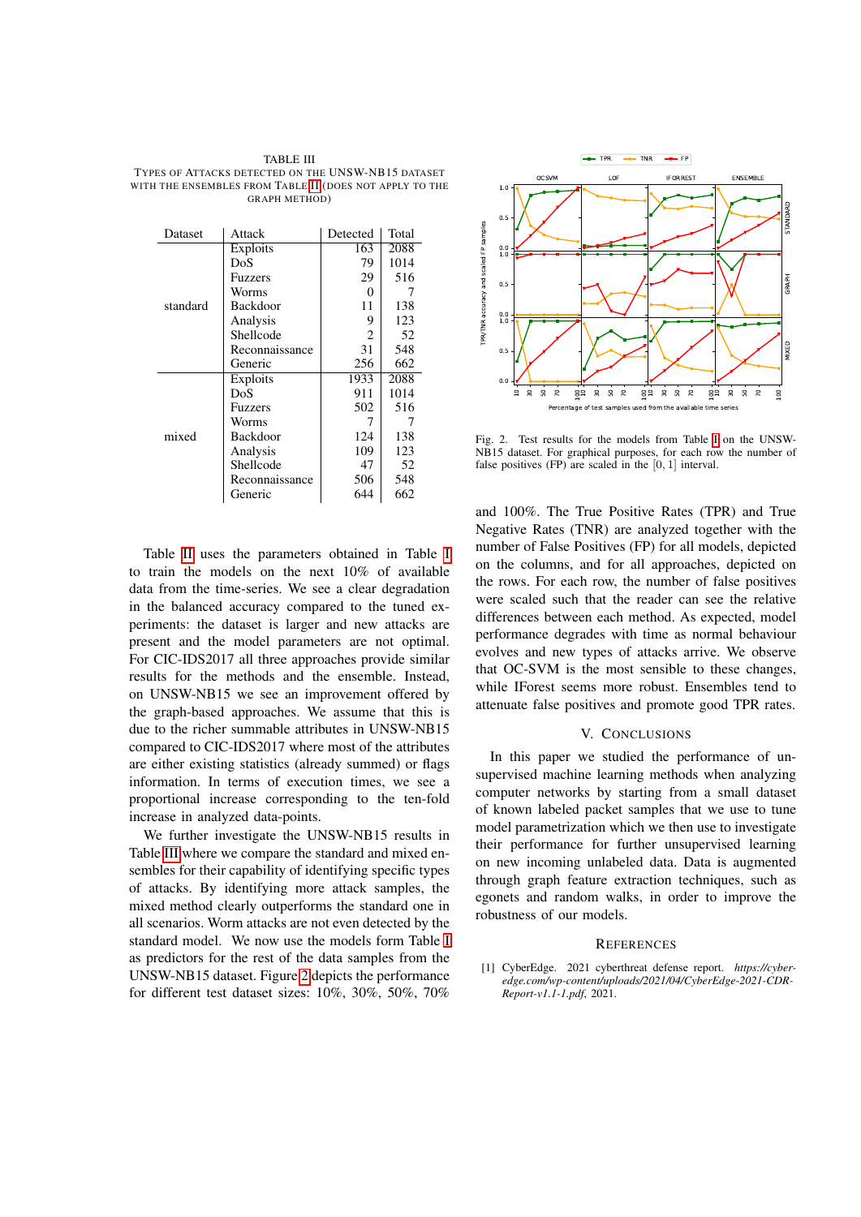TABLE III
TYPES OF ATTACKS DETECTED ON THE UNSW-NB15 DATASET WITH THE ENSEMBLES FROM TABLE II (DOES NOT APPLY TO THE GRAPH METHOD)

| Dataset | Attack | Detected | Total |
|---|---|---|---|
| standard | Exploits | 163 | 2088 |
| | DoS | 79 | 1014 |
| | Fuzzers | 29 | 516 |
| | Worms | 0 | 7 |
| | Backdoor | 11 | 138 |
| | Analysis | 9 | 123 |
| | Shellcode | 2 | 52 |
| | Reconnaissance | 31 | 548 |
| | Generic | 256 | 662 |
| mixed | Exploits | 1933 | 2088 |
| | DoS | 911 | 1014 |
| | Fuzzers | 502 | 516 |
| | Worms | 7 | 7 |
| | Backdoor | 124 | 138 |
| | Analysis | 109 | 123 |
| | Shellcode | 47 | 52 |
| | Reconnaissance | 506 | 548 |
| | Generic | 644 | 662 |

Table II uses the parameters obtained in Table I to train the models on the next 10% of available data from the time-series. We see a clear degradation in the balanced accuracy compared to the tuned experiments: the dataset is larger and new attacks are present and the model parameters are not optimal. For CIC-IDS2017 all three approaches provide similar results for the methods and the ensemble. Instead, on UNSW-NB15 we see an improvement offered by the graph-based approaches. We assume that this is due to the richer summable attributes in UNSW-NB15 compared to CIC-IDS2017 where most of the attributes are either existing statistics (already summed) or flags information. In terms of execution times, we see a proportional increase corresponding to the ten-fold increase in analyzed data-points.

We further investigate the UNSW-NB15 results in Table III where we compare the standard and mixed ensembles for their capability of identifying specific types of attacks. By identifying more attack samples, the mixed method clearly outperforms the standard one in all scenarios. Worm attacks are not even detected by the standard model. We now use the models form Table I as predictors for the rest of the data samples from the UNSW-NB15 dataset. Figure 2 depicts the performance for different test dataset sizes: 10%, 30%, 50%, 70% and 100%. The True Positive Rates (TPR) and True Negative Rates (TNR) are analyzed together with the number of False Positives (FP) for all models, depicted on the columns, and for all approaches, depicted on the rows. For each row, the number of false positives were scaled such that the reader can see the relative differences between each method. As expected, model performance degrades with time as normal behaviour evolves and new types of attacks arrive. We observe that OC-SVM is the most sensible to these changes, while IForest seems more robust. Ensembles tend to attenuate false positives and promote good TPR rates.

Fig. 2. Test results for the models from Table II on the UNSW-NB15 dataset. For graphical purposes, for each row the number of false positives (FP) are scaled in the $[0, 1]$ interval.

## V. CONCLUSIONS

In this paper we studied the performance of unsupervised machine learning methods when analyzing computer networks by starting from a small dataset of known labeled packet samples that we use to tune model parametrization which we then use to investigate their performance for further unsupervised learning on new incoming unlabeled data. Data is augmented through graph feature extraction techniques, such as egonets and random walks, in order to improve the robustness of our models.

## REFERENCES

[1] CyberEdge. 2021 cyberthreat defense report. *https://cyber-edge.com/wp-content/uploads/2021/04/CyberEdge-2021-CDR-Report-v1.1-1.pdf*, 2021.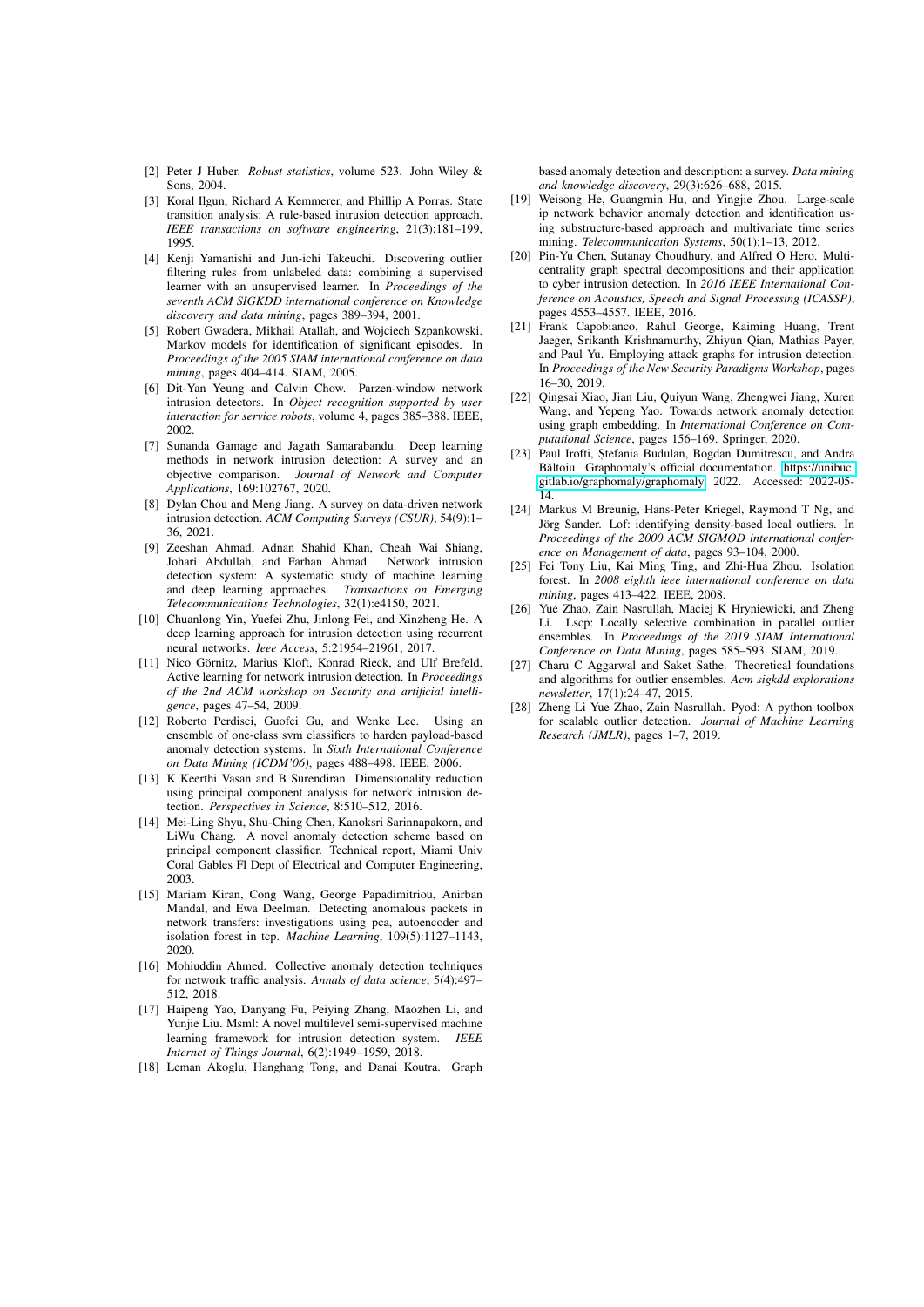[2] Peter J Huber. *Robust statistics*, volume 523. John Wiley & Sons, 2004.

[3] Koral Ilgun, Richard A Kemmerer, and Phillip A Porras. State transition analysis: A rule-based intrusion detection approach. *IEEE transactions on software engineering*, 21(3):181–199, 1995.

[4] Kenji Yamanishi and Jun-ichi Takeuchi. Discovering outlier filtering rules from unlabeled data: combining a supervised learner with an unsupervised learner. In *Proceedings of the seventh ACM SIGKDD international conference on Knowledge discovery and data mining*, pages 389–394, 2001.

[5] Robert Gwadera, Mikhail Atallah, and Wojciech Szpankowski. Markov models for identification of significant episodes. In *Proceedings of the 2005 SIAM international conference on data mining*, pages 404–414. SIAM, 2005.

[6] Dit-Yan Yeung and Calvin Chow. Parzen-window network intrusion detectors. In *Object recognition supported by user interaction for service robots*, volume 4, pages 385–388. IEEE, 2002.

[7] Sunanda Gamage and Jagath Samarabandu. Deep learning methods in network intrusion detection: A survey and an objective comparison. *Journal of Network and Computer Applications*, 169:102767, 2020.

[8] Dylan Chou and Meng Jiang. A survey on data-driven network intrusion detection. *ACM Computing Surveys (CSUR)*, 54(9):1–36, 2021.

[9] Zeeshan Ahmad, Adnan Shahid Khan, Cheah Wai Shiang, Johari Abdullah, and Farhan Ahmad. Network intrusion detection system: A systematic study of machine learning and deep learning approaches. *Transactions on Emerging Telecommunications Technologies*, 32(1):e4150, 2021.

[10] Chuanlong Yin, Yuefei Zhu, Jinlong Fei, and Xinzheng He. A deep learning approach for intrusion detection using recurrent neural networks. *Ieee Access*, 5:21954–21961, 2017.

[11] Nico Görnitz, Marius Kloft, Konrad Rieck, and Ulf Brefeld. Active learning for network intrusion detection. In *Proceedings of the 2nd ACM workshop on Security and artificial intelligence*, pages 47–54, 2009.

[12] Roberto Perdisci, Guofei Gu, and Wenke Lee. Using an ensemble of one-class svm classifiers to harden payload-based anomaly detection systems. In *Sixth International Conference on Data Mining (ICDM'06)*, pages 488–498. IEEE, 2006.

[13] K Keerthi Vasan and B Surendiran. Dimensionality reduction using principal component analysis for network intrusion detection. *Perspectives in Science*, 8:510–512, 2016.

[14] Mei-Ling Shyu, Shu-Ching Chen, Kanoksri Sarinnapakorn, and LiWu Chang. A novel anomaly detection scheme based on principal component classifier. Technical report, Miami Univ Coral Gables Fl Dept of Electrical and Computer Engineering, 2003.

[15] Mariam Kiran, Cong Wang, George Papadimitriou, Anirban Mandal, and Ewa Deelman. Detecting anomalous packets in network transfers: investigations using pca, autoencoder and isolation forest in tcp. *Machine Learning*, 109(5):1127–1143, 2020.

[16] Mohiuddin Ahmed. Collective anomaly detection techniques for network traffic analysis. *Annals of data science*, 5(4):497–512, 2018.

[17] Haipeng Yao, Danyang Fu, Peiying Zhang, Maozhen Li, and Yunjie Liu. Msml: A novel multilevel semi-supervised machine learning framework for intrusion detection system. *IEEE Internet of Things Journal*, 6(2):1949–1959, 2018.

[18] Leman Akoglu, Hanghang Tong, and Danai Koutra. Graph based anomaly detection and description: a survey. *Data mining and knowledge discovery*, 29(3):626–688, 2015.

[19] Weisong He, Guangmin Hu, and Yingjie Zhou. Large-scale ip network behavior anomaly detection and identification using substructure-based approach and multivariate time series mining. *Telecommunication Systems*, 50(1):1–13, 2012.

[20] Pin-Yu Chen, Sutanay Choudhury, and Alfred O Hero. Multi-centrality graph spectral decompositions and their application to cyber intrusion detection. In *2016 IEEE International Conference on Acoustics, Speech and Signal Processing (ICASSP)*, pages 4553–4557. IEEE, 2016.

[21] Frank Capobianco, Rahul George, Kaiming Huang, Trent Jaeger, Srikanth Krishnamurthy, Zhiyun Qian, Mathias Payer, and Paul Yu. Employing attack graphs for intrusion detection. In *Proceedings of the New Security Paradigms Workshop*, pages 16–30, 2019.

[22] Qingsai Xiao, Jian Liu, Quiyun Wang, Zhengwei Jiang, Xuren Wang, and Yepeng Yao. Towards network anomaly detection using graph embedding. In *International Conference on Computational Science*, pages 156–169. Springer, 2020.

[23] Paul Irofti, Ștefania Budulan, Bogdan Dumitrescu, and Andra Băltoiu. Graphomaly's official documentation. https://unibuc.gitlab.io/graphomaly/graphomaly, 2022. Accessed: 2022-05-14.

[24] Markus M Breunig, Hans-Peter Kriegel, Raymond T Ng, and Jörg Sander. Lof: identifying density-based local outliers. In *Proceedings of the 2000 ACM SIGMOD international conference on Management of data*, pages 93–104, 2000.

[25] Fei Tony Liu, Kai Ming Ting, and Zhi-Hua Zhou. Isolation forest. In *2008 eighth ieee international conference on data mining*, pages 413–422. IEEE, 2008.

[26] Yue Zhao, Zain Nasrullah, Maciej K Hryniewicki, and Zheng Li. Lscp: Locally selective combination in parallel outlier ensembles. In *Proceedings of the 2019 SIAM International Conference on Data Mining*, pages 585–593. SIAM, 2019.

[27] Charu C Aggarwal and Saket Sathe. Theoretical foundations and algorithms for outlier ensembles. *Acm sigkdd explorations newsletter*, 17(1):24–47, 2015.

[28] Zheng Li Yue Zhao, Zain Nasrullah. Pyod: A python toolbox for scalable outlier detection. *Journal of Machine Learning Research (JMLR)*, pages 1–7, 2019.